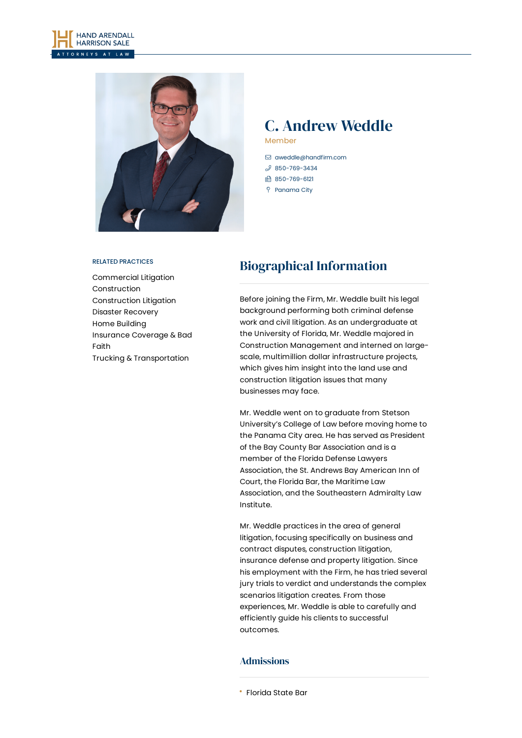# C. Andrew Weddle

Member

aweddle@handfirm.com
850-769-3434
850-769-6121
Panama City

RELATED PRACTICES

- Commercial Litigation
- Construction
- Construction Litigation
- Disaster Recovery
- Home Building
- Insurance Coverage & Bad Faith
- Trucking & Transportation

## Biographical Information

Before joining the Firm, Mr. Weddle built his legal background performing both criminal defense work and civil litigation. As an undergraduate at the University of Florida, Mr. Weddle majored in Construction Management and interned on large-scale, multimillion dollar infrastructure projects, which gives him insight into the land use and construction litigation issues that many businesses may face.

Mr. Weddle went on to graduate from Stetson University's College of Law before moving home to the Panama City area. He has served as President of the Bay County Bar Association and is a member of the Florida Defense Lawyers Association, the St. Andrews Bay American Inn of Court, the Florida Bar, the Maritime Law Association, and the Southeastern Admiralty Law Institute.

Mr. Weddle practices in the area of general litigation, focusing specifically on business and contract disputes, construction litigation, insurance defense and property litigation. Since his employment with the Firm, he has tried several jury trials to verdict and understands the complex scenarios litigation creates. From those experiences, Mr. Weddle is able to carefully and efficiently guide his clients to successful outcomes.

## Admissions

- Florida State Bar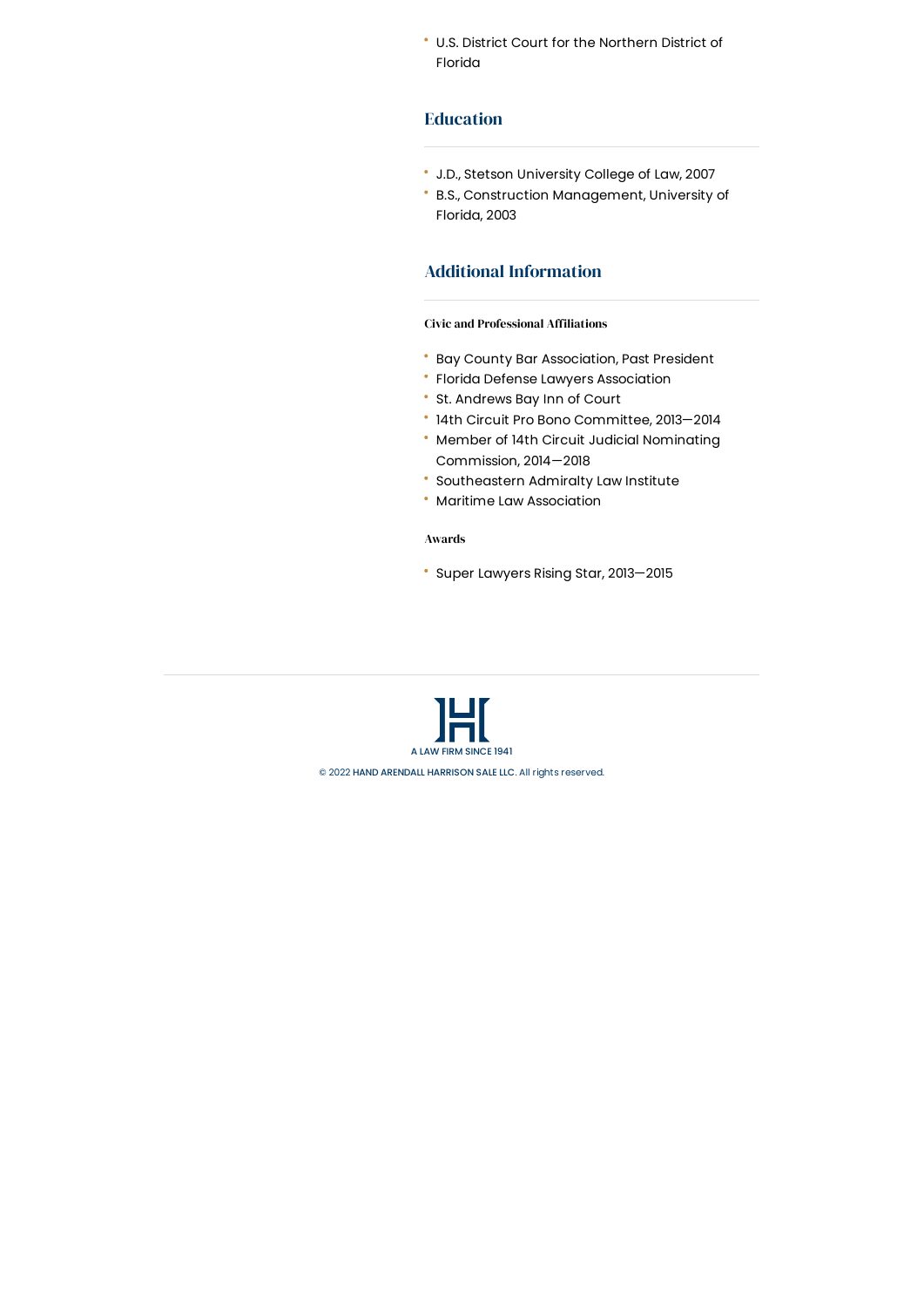- U.S. District Court for the Northern District of Florida

## Education

- J.D., Stetson University College of Law, 2007
- B.S., Construction Management, University of Florida, 2003

## Additional Information

### Civic and Professional Affiliations

- Bay County Bar Association, Past President
- Florida Defense Lawyers Association
- St. Andrews Bay Inn of Court
- 14th Circuit Pro Bono Committee, 2013—2014
- Member of 14th Circuit Judicial Nominating Commission, 2014—2018
- Southeastern Admiralty Law Institute
- Maritime Law Association

### Awards

- Super Lawyers Rising Star, 2013—2015

A LAW FIRM SINCE 1941

© 2022 HAND ARENDALL HARRISON SALE LLC. All rights reserved.